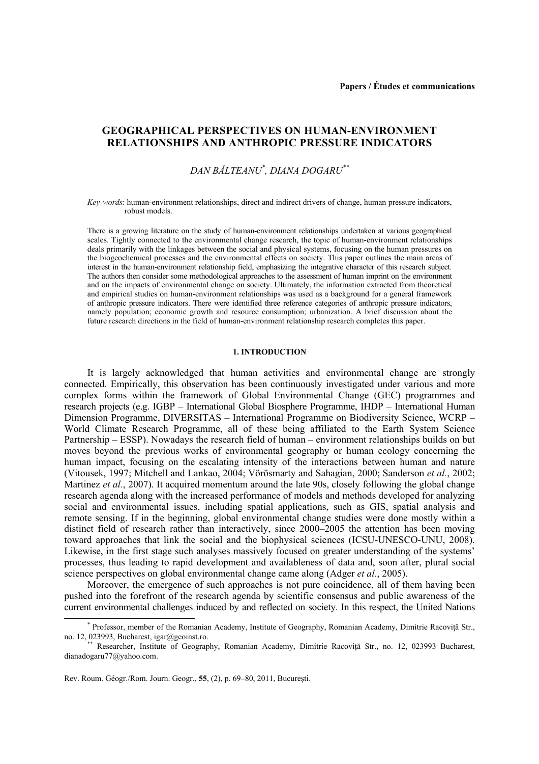**Papers / Études et communications**

# GEOGRAPHICAL PERSPECTIVES ON HUMAN-ENVIRONMENT RELATIONSHIPS AND ANTHROPIC PRESSURE INDICATORS

*DAN BĂLTEANU*[*]*, DIANA DOGARU*[**]

*Key-words*: human-environment relationships, direct and indirect drivers of change, human pressure indicators, robust models.

There is a growing literature on the study of human-environment relationships undertaken at various geographical scales. Tightly connected to the environmental change research, the topic of human-environment relationships deals primarily with the linkages between the social and physical systems, focusing on the human pressures on the biogeochemical processes and the environmental effects on society. This paper outlines the main areas of interest in the human-environment relationship field, emphasizing the integrative character of this research subject. The authors then consider some methodological approaches to the assessment of human imprint on the environment and on the impacts of environmental change on society. Ultimately, the information extracted from theoretical and empirical studies on human-environment relationships was used as a background for a general framework of anthropic pressure indicators. There were identified three reference categories of anthropic pressure indicators, namely population; economic growth and resource consumption; urbanization. A brief discussion about the future research directions in the field of human-environment relationship research completes this paper.

## 1. INTRODUCTION

It is largely acknowledged that human activities and environmental change are strongly connected. Empirically, this observation has been continuously investigated under various and more complex forms within the framework of Global Environmental Change (GEC) programmes and research projects (e.g. IGBP – International Global Biosphere Programme, IHDP – International Human Dimension Programme, DIVERSITAS – International Programme on Biodiversity Science, WCRP – World Climate Research Programme, all of these being affiliated to the Earth System Science Partnership – ESSP). Nowadays the research field of human – environment relationships builds on but moves beyond the previous works of environmental geography or human ecology concerning the human impact, focusing on the escalating intensity of the interactions between human and nature (Vitousek, 1997; Mitchell and Lankao, 2004; Vörösmarty and Sahagian, 2000; Sanderson *et al.*, 2002; Martinez *et al.*, 2007). It acquired momentum around the late 90s, closely following the global change research agenda along with the increased performance of models and methods developed for analyzing social and environmental issues, including spatial applications, such as GIS, spatial analysis and remote sensing. If in the beginning, global environmental change studies were done mostly within a distinct field of research rather than interactively, since 2000–2005 the attention has been moving toward approaches that link the social and the biophysical sciences (ICSU-UNESCO-UNU, 2008). Likewise, in the first stage such analyses massively focused on greater understanding of the systems' processes, thus leading to rapid development and availableness of data and, soon after, plural social science perspectives on global environmental change came along (Adger *et al.*, 2005).

Moreover, the emergence of such approaches is not pure coincidence, all of them having been pushed into the forefront of the research agenda by scientific consensus and public awareness of the current environmental challenges induced by and reflected on society. In this respect, the United Nations

[*] Professor, member of the Romanian Academy, Institute of Geography, Romanian Academy, Dimitrie Racoviță Str., no. 12, 023993, Bucharest, igar@geoinst.ro.

[**] Researcher, Institute of Geography, Romanian Academy, Dimitrie Racoviță Str., no. 12, 023993 Bucharest, dianadogaru77@yahoo.com.

Rev. Roum. Géogr./Rom. Journ. Geogr., **55**, (2), p. 69–80, 2011, București.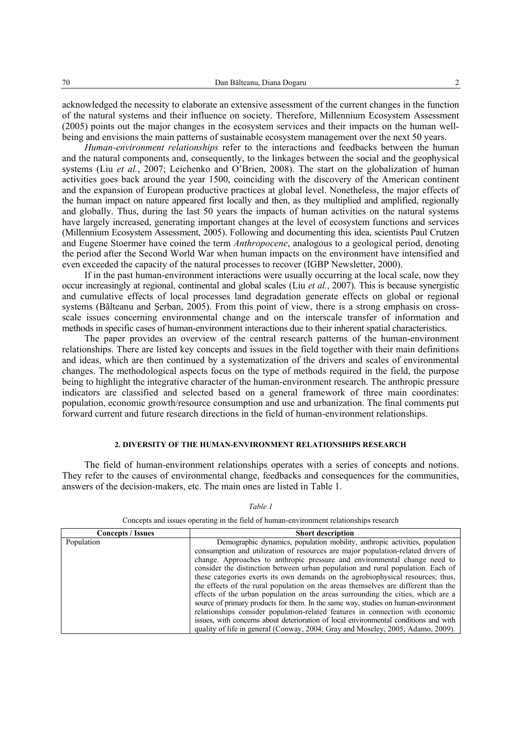acknowledged the necessity to elaborate an extensive assessment of the current changes in the function of the natural systems and their influence on society. Therefore, Millennium Ecosystem Assessment (2005) points out the major changes in the ecosystem services and their impacts on the human well-being and envisions the main patterns of sustainable ecosystem management over the next 50 years.

*Human-environment relationships* refer to the interactions and feedbacks between the human and the natural components and, consequently, to the linkages between the social and the geophysical systems (Liu *et al.*, 2007; Leichenko and O'Brien, 2008). The start on the globalization of human activities goes back around the year 1500, coinciding with the discovery of the American continent and the expansion of European productive practices at global level. Nonetheless, the major effects of the human impact on nature appeared first locally and then, as they multiplied and amplified, regionally and globally. Thus, during the last 50 years the impacts of human activities on the natural systems have largely increased, generating important changes at the level of ecosystem functions and services (Millennium Ecosystem Assessment, 2005). Following and documenting this idea, scientists Paul Crutzen and Eugene Stoermer have coined the term *Anthropocene*, analogous to a geological period, denoting the period after the Second World War when human impacts on the environment have intensified and even exceeded the capacity of the natural processes to recover (IGBP Newsletter, 2000).

If in the past human-environment interactions were usually occurring at the local scale, now they occur increasingly at regional, continental and global scales (Liu *et al.*, 2007). This is because synergistic and cumulative effects of local processes land degradation generate effects on global or regional systems (Bălteanu and Şerban, 2005). From this point of view, there is a strong emphasis on cross-scale issues concerning environmental change and on the interscale transfer of information and methods in specific cases of human-environment interactions due to their inherent spatial characteristics.

The paper provides an overview of the central research patterns of the human-environment relationships. There are listed key concepts and issues in the field together with their main definitions and ideas, which are then continued by a systematization of the drivers and scales of environmental changes. The methodological aspects focus on the type of methods required in the field, the purpose being to highlight the integrative character of the human-environment research. The anthropic pressure indicators are classified and selected based on a general framework of three main coordinates: population, economic growth/resource consumption and use and urbanization. The final comments put forward current and future research directions in the field of human-environment relationships.

## 2. DIVERSITY OF THE HUMAN-ENVIRONMENT RELATIONSHIPS RESEARCH

The field of human-environment relationships operates with a series of concepts and notions. They refer to the causes of environmental change, feedbacks and consequences for the communities, answers of the decision-makers, etc. The main ones are listed in Table 1.

*Table 1*

Concepts and issues operating in the field of human-environment relationships research

| Concepts / Issues | Short description |
| --- | --- |
| Population | Demographic dynamics, population mobility, anthropic activities, population consumption and utilization of resources are major population-related drivers of change. Approaches to anthropic pressure and environmental change need to consider the distinction between urban population and rural population. Each of these categories exerts its own demands on the agrobiophysical resources; thus, the effects of the rural population on the areas themselves are different than the effects of the urban population on the areas surrounding the cities, which are a source of primary products for them. In the same way, studies on human-environment relationships consider population-related features in connection with economic issues, with concerns about deterioration of local environmental conditions and with quality of life in general (Conway, 2004; Gray and Moseley, 2005; Adamo, 2009). |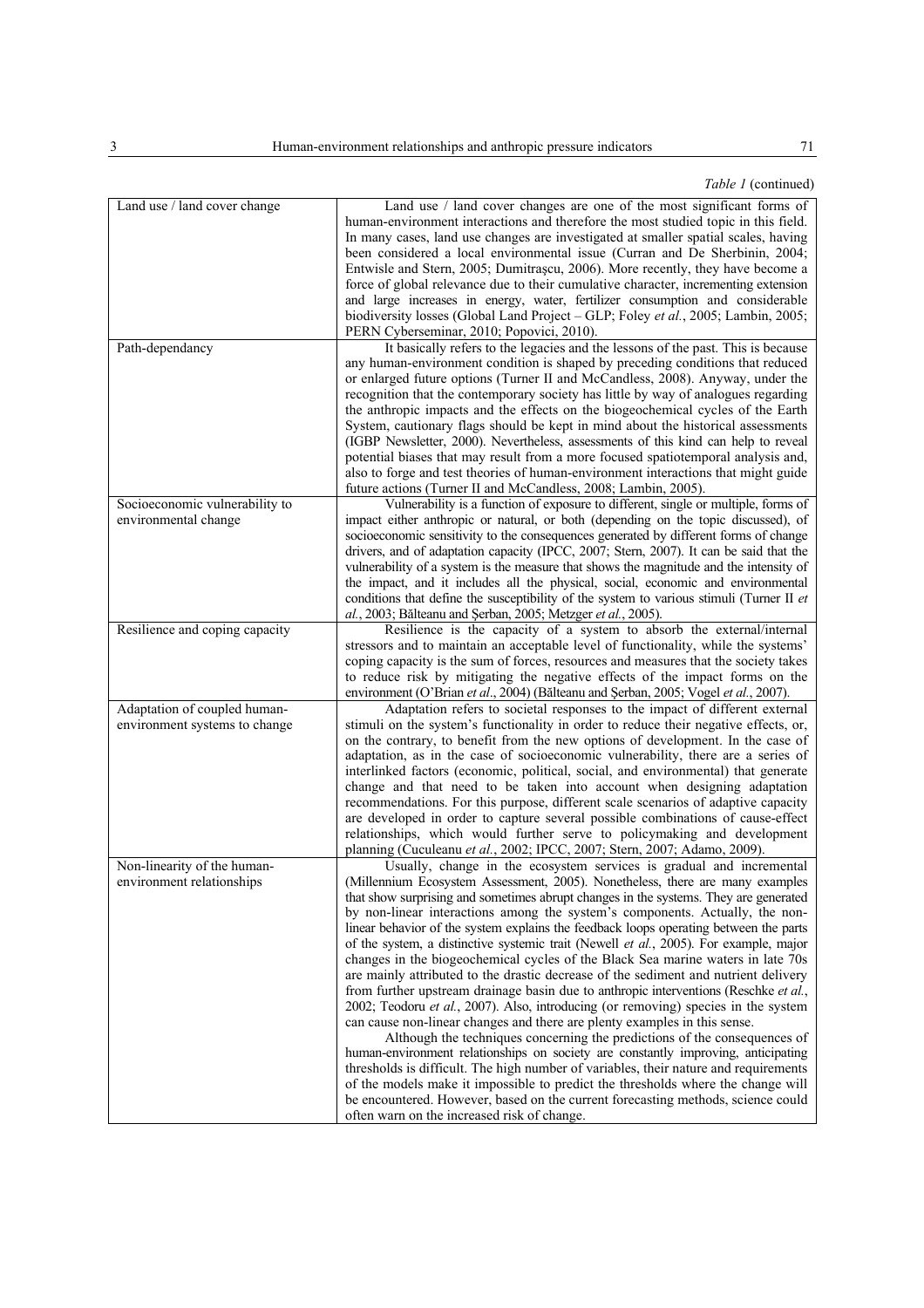*Table 1* (continued)

| | |
|---|---|
| Land use / land cover change | Land use / land cover changes are one of the most significant forms of human-environment interactions and therefore the most studied topic in this field. In many cases, land use changes are investigated at smaller spatial scales, having been considered a local environmental issue (Curran and De Sherbinin, 2004; Entwisle and Stern, 2005; Dumitraşcu, 2006). More recently, they have become a force of global relevance due to their cumulative character, incrementing extension and large increases in energy, water, fertilizer consumption and considerable biodiversity losses (Global Land Project – GLP; Foley *et al.*, 2005; Lambin, 2005; PERN Cyberseminar, 2010; Popovici, 2010). |
| Path-dependancy | It basically refers to the legacies and the lessons of the past. This is because any human-environment condition is shaped by preceding conditions that reduced or enlarged future options (Turner II and McCandless, 2008). Anyway, under the recognition that the contemporary society has little by way of analogues regarding the anthropic impacts and the effects on the biogeochemical cycles of the Earth System, cautionary flags should be kept in mind about the historical assessments (IGBP Newsletter, 2000). Nevertheless, assessments of this kind can help to reveal potential biases that may result from a more focused spatiotemporal analysis and, also to forge and test theories of human-environment interactions that might guide future actions (Turner II and McCandless, 2008; Lambin, 2005). |
| Socioeconomic vulnerability to environmental change | Vulnerability is a function of exposure to different, single or multiple, forms of impact either anthropic or natural, or both (depending on the topic discussed), of socioeconomic sensitivity to the consequences generated by different forms of change drivers, and of adaptation capacity (IPCC, 2007; Stern, 2007). It can be said that the vulnerability of a system is the measure that shows the magnitude and the intensity of the impact, and it includes all the physical, social, economic and environmental conditions that define the susceptibility of the system to various stimuli (Turner II *et al.*, 2003; Bălteanu and Şerban, 2005; Metzger *et al.*, 2005). |
| Resilience and coping capacity | Resilience is the capacity of a system to absorb the external/internal stressors and to maintain an acceptable level of functionality, while the systems' coping capacity is the sum of forces, resources and measures that the society takes to reduce risk by mitigating the negative effects of the impact forms on the environment (O'Brian *et al*., 2004) (Bălteanu and Şerban, 2005; Vogel *et al.*, 2007). |
| Adaptation of coupled human-environment systems to change | Adaptation refers to societal responses to the impact of different external stimuli on the system's functionality in order to reduce their negative effects, or, on the contrary, to benefit from the new options of development. In the case of adaptation, as in the case of socioeconomic vulnerability, there are a series of interlinked factors (economic, political, social, and environmental) that generate change and that need to be taken into account when designing adaptation recommendations. For this purpose, different scale scenarios of adaptive capacity are developed in order to capture several possible combinations of cause-effect relationships, which would further serve to policymaking and development planning (Cuculeanu *et al.*, 2002; IPCC, 2007; Stern, 2007; Adamo, 2009). |
| Non-linearity of the human-environment relationships | Usually, change in the ecosystem services is gradual and incremental (Millennium Ecosystem Assessment, 2005). Nonetheless, there are many examples that show surprising and sometimes abrupt changes in the systems. They are generated by non-linear interactions among the system's components. Actually, the non-linear behavior of the system explains the feedback loops operating between the parts of the system, a distinctive systemic trait (Newell *et al.*, 2005). For example, major changes in the biogeochemical cycles of the Black Sea marine waters in late 70s are mainly attributed to the drastic decrease of the sediment and nutrient delivery from further upstream drainage basin due to anthropic interventions (Reschke *et al.*, 2002; Teodoru *et al.*, 2007). Also, introducing (or removing) species in the system can cause non-linear changes and there are plenty examples in this sense.<br>Although the techniques concerning the predictions of the consequences of human-environment relationships on society are constantly improving, anticipating thresholds is difficult. The high number of variables, their nature and requirements of the models make it impossible to predict the thresholds where the change will be encountered. However, based on the current forecasting methods, science could often warn on the increased risk of change. |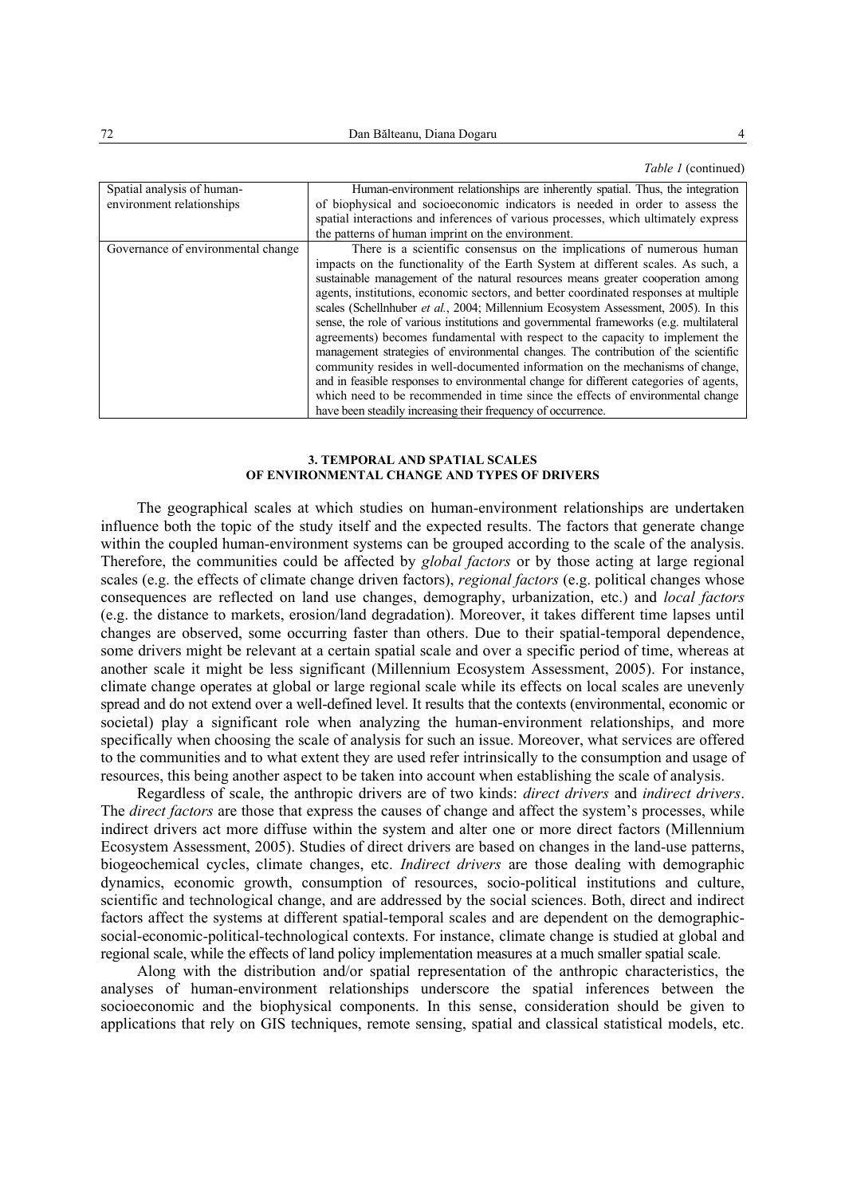*Table 1* (continued)

| | |
|---|---|
| Spatial analysis of human-environment relationships | Human-environment relationships are inherently spatial. Thus, the integration of biophysical and socioeconomic indicators is needed in order to assess the spatial interactions and inferences of various processes, which ultimately express the patterns of human imprint on the environment. |
| Governance of environmental change | There is a scientific consensus on the implications of numerous human impacts on the functionality of the Earth System at different scales. As such, a sustainable management of the natural resources means greater cooperation among agents, institutions, economic sectors, and better coordinated responses at multiple scales (Schellnhuber *et al.*, 2004; Millennium Ecosystem Assessment, 2005). In this sense, the role of various institutions and governmental frameworks (e.g. multilateral agreements) becomes fundamental with respect to the capacity to implement the management strategies of environmental changes. The contribution of the scientific community resides in well-documented information on the mechanisms of change, and in feasible responses to environmental change for different categories of agents, which need to be recommended in time since the effects of environmental change have been steadily increasing their frequency of occurrence. |

## 3. TEMPORAL AND SPATIAL SCALES OF ENVIRONMENTAL CHANGE AND TYPES OF DRIVERS

The geographical scales at which studies on human-environment relationships are undertaken influence both the topic of the study itself and the expected results. The factors that generate change within the coupled human-environment systems can be grouped according to the scale of the analysis. Therefore, the communities could be affected by *global factors* or by those acting at large regional scales (e.g. the effects of climate change driven factors), *regional factors* (e.g. political changes whose consequences are reflected on land use changes, demography, urbanization, etc.) and *local factors* (e.g. the distance to markets, erosion/land degradation). Moreover, it takes different time lapses until changes are observed, some occurring faster than others. Due to their spatial-temporal dependence, some drivers might be relevant at a certain spatial scale and over a specific period of time, whereas at another scale it might be less significant (Millennium Ecosystem Assessment, 2005). For instance, climate change operates at global or large regional scale while its effects on local scales are unevenly spread and do not extend over a well-defined level. It results that the contexts (environmental, economic or societal) play a significant role when analyzing the human-environment relationships, and more specifically when choosing the scale of analysis for such an issue. Moreover, what services are offered to the communities and to what extent they are used refer intrinsically to the consumption and usage of resources, this being another aspect to be taken into account when establishing the scale of analysis.

Regardless of scale, the anthropic drivers are of two kinds: *direct drivers* and *indirect drivers*. The *direct factors* are those that express the causes of change and affect the system's processes, while indirect drivers act more diffuse within the system and alter one or more direct factors (Millennium Ecosystem Assessment, 2005). Studies of direct drivers are based on changes in the land-use patterns, biogeochemical cycles, climate changes, etc. *Indirect drivers* are those dealing with demographic dynamics, economic growth, consumption of resources, socio-political institutions and culture, scientific and technological change, and are addressed by the social sciences. Both, direct and indirect factors affect the systems at different spatial-temporal scales and are dependent on the demographic-social-economic-political-technological contexts. For instance, climate change is studied at global and regional scale, while the effects of land policy implementation measures at a much smaller spatial scale.

Along with the distribution and/or spatial representation of the anthropic characteristics, the analyses of human-environment relationships underscore the spatial inferences between the socioeconomic and the biophysical components. In this sense, consideration should be given to applications that rely on GIS techniques, remote sensing, spatial and classical statistical models, etc.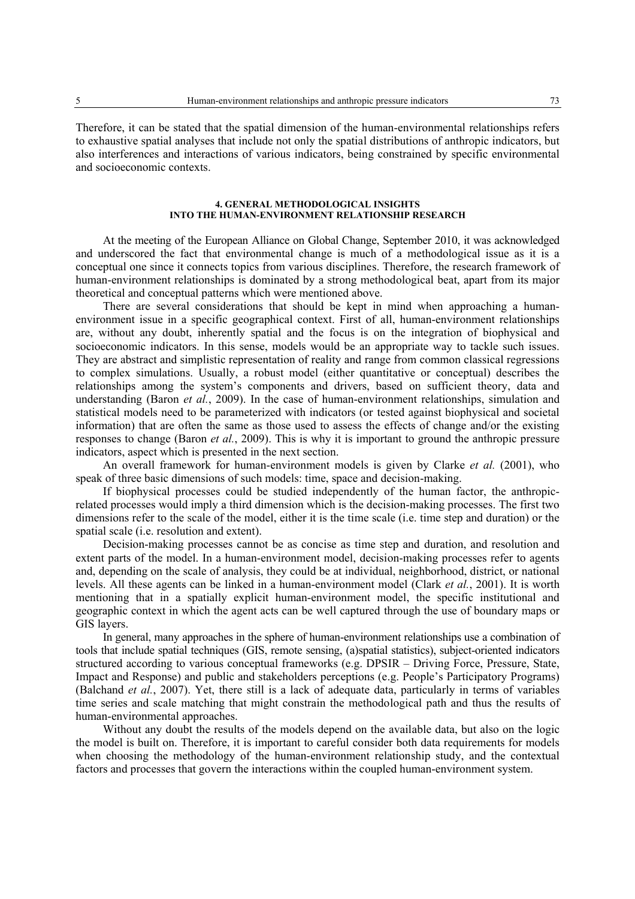Therefore, it can be stated that the spatial dimension of the human-environmental relationships refers to exhaustive spatial analyses that include not only the spatial distributions of anthropic indicators, but also interferences and interactions of various indicators, being constrained by specific environmental and socioeconomic contexts.

## 4. GENERAL METHODOLOGICAL INSIGHTS INTO THE HUMAN-ENVIRONMENT RELATIONSHIP RESEARCH

At the meeting of the European Alliance on Global Change, September 2010, it was acknowledged and underscored the fact that environmental change is much of a methodological issue as it is a conceptual one since it connects topics from various disciplines. Therefore, the research framework of human-environment relationships is dominated by a strong methodological beat, apart from its major theoretical and conceptual patterns which were mentioned above.

There are several considerations that should be kept in mind when approaching a human-environment issue in a specific geographical context. First of all, human-environment relationships are, without any doubt, inherently spatial and the focus is on the integration of biophysical and socioeconomic indicators. In this sense, models would be an appropriate way to tackle such issues. They are abstract and simplistic representation of reality and range from common classical regressions to complex simulations. Usually, a robust model (either quantitative or conceptual) describes the relationships among the system's components and drivers, based on sufficient theory, data and understanding (Baron *et al.*, 2009). In the case of human-environment relationships, simulation and statistical models need to be parameterized with indicators (or tested against biophysical and societal information) that are often the same as those used to assess the effects of change and/or the existing responses to change (Baron *et al.*, 2009). This is why it is important to ground the anthropic pressure indicators, aspect which is presented in the next section.

An overall framework for human-environment models is given by Clarke *et al.* (2001), who speak of three basic dimensions of such models: time, space and decision-making.

If biophysical processes could be studied independently of the human factor, the anthropic-related processes would imply a third dimension which is the decision-making processes. The first two dimensions refer to the scale of the model, either it is the time scale (i.e. time step and duration) or the spatial scale (i.e. resolution and extent).

Decision-making processes cannot be as concise as time step and duration, and resolution and extent parts of the model. In a human-environment model, decision-making processes refer to agents and, depending on the scale of analysis, they could be at individual, neighborhood, district, or national levels. All these agents can be linked in a human-environment model (Clark *et al.*, 2001). It is worth mentioning that in a spatially explicit human-environment model, the specific institutional and geographic context in which the agent acts can be well captured through the use of boundary maps or GIS layers.

In general, many approaches in the sphere of human-environment relationships use a combination of tools that include spatial techniques (GIS, remote sensing, (a)spatial statistics), subject-oriented indicators structured according to various conceptual frameworks (e.g. DPSIR – Driving Force, Pressure, State, Impact and Response) and public and stakeholders perceptions (e.g. People's Participatory Programs) (Balchand *et al.*, 2007). Yet, there still is a lack of adequate data, particularly in terms of variables time series and scale matching that might constrain the methodological path and thus the results of human-environmental approaches.

Without any doubt the results of the models depend on the available data, but also on the logic the model is built on. Therefore, it is important to careful consider both data requirements for models when choosing the methodology of the human-environment relationship study, and the contextual factors and processes that govern the interactions within the coupled human-environment system.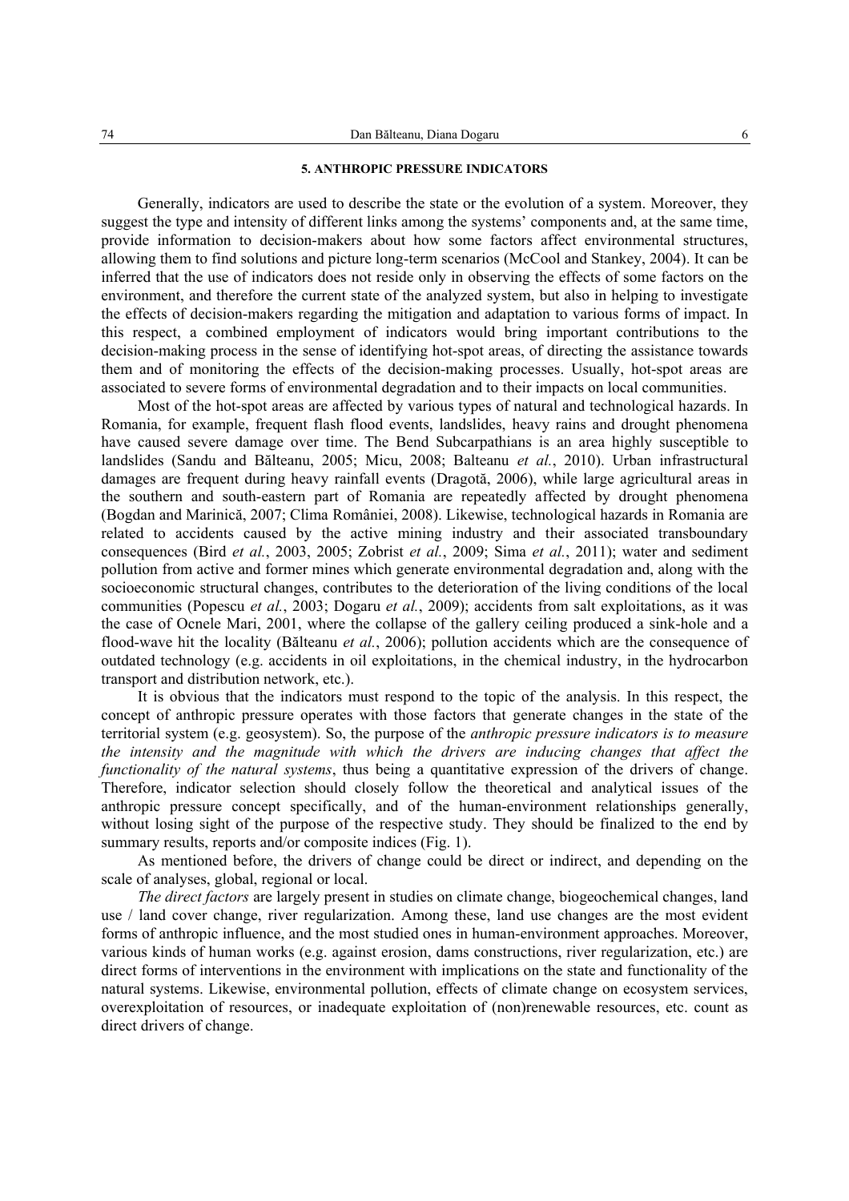## 5. ANTHROPIC PRESSURE INDICATORS

Generally, indicators are used to describe the state or the evolution of a system. Moreover, they suggest the type and intensity of different links among the systems' components and, at the same time, provide information to decision-makers about how some factors affect environmental structures, allowing them to find solutions and picture long-term scenarios (McCool and Stankey, 2004). It can be inferred that the use of indicators does not reside only in observing the effects of some factors on the environment, and therefore the current state of the analyzed system, but also in helping to investigate the effects of decision-makers regarding the mitigation and adaptation to various forms of impact. In this respect, a combined employment of indicators would bring important contributions to the decision-making process in the sense of identifying hot-spot areas, of directing the assistance towards them and of monitoring the effects of the decision-making processes. Usually, hot-spot areas are associated to severe forms of environmental degradation and to their impacts on local communities.

Most of the hot-spot areas are affected by various types of natural and technological hazards. In Romania, for example, frequent flash flood events, landslides, heavy rains and drought phenomena have caused severe damage over time. The Bend Subcarpathians is an area highly susceptible to landslides (Sandu and Bălteanu, 2005; Micu, 2008; Balteanu *et al.*, 2010). Urban infrastructural damages are frequent during heavy rainfall events (Dragotă, 2006), while large agricultural areas in the southern and south-eastern part of Romania are repeatedly affected by drought phenomena (Bogdan and Marinică, 2007; Clima României, 2008). Likewise, technological hazards in Romania are related to accidents caused by the active mining industry and their associated transboundary consequences (Bird *et al.*, 2003, 2005; Zobrist *et al.*, 2009; Sima *et al.*, 2011); water and sediment pollution from active and former mines which generate environmental degradation and, along with the socioeconomic structural changes, contributes to the deterioration of the living conditions of the local communities (Popescu *et al.*, 2003; Dogaru *et al.*, 2009); accidents from salt exploitations, as it was the case of Ocnele Mari, 2001, where the collapse of the gallery ceiling produced a sink-hole and a flood-wave hit the locality (Bălteanu *et al.*, 2006); pollution accidents which are the consequence of outdated technology (e.g. accidents in oil exploitations, in the chemical industry, in the hydrocarbon transport and distribution network, etc.).

It is obvious that the indicators must respond to the topic of the analysis. In this respect, the concept of anthropic pressure operates with those factors that generate changes in the state of the territorial system (e.g. geosystem). So, the purpose of the *anthropic pressure indicators is to measure the intensity and the magnitude with which the drivers are inducing changes that affect the functionality of the natural systems*, thus being a quantitative expression of the drivers of change. Therefore, indicator selection should closely follow the theoretical and analytical issues of the anthropic pressure concept specifically, and of the human-environment relationships generally, without losing sight of the purpose of the respective study. They should be finalized to the end by summary results, reports and/or composite indices (Fig. 1).

As mentioned before, the drivers of change could be direct or indirect, and depending on the scale of analyses, global, regional or local.

*The direct factors* are largely present in studies on climate change, biogeochemical changes, land use / land cover change, river regularization. Among these, land use changes are the most evident forms of anthropic influence, and the most studied ones in human-environment approaches. Moreover, various kinds of human works (e.g. against erosion, dams constructions, river regularization, etc.) are direct forms of interventions in the environment with implications on the state and functionality of the natural systems. Likewise, environmental pollution, effects of climate change on ecosystem services, overexploitation of resources, or inadequate exploitation of (non)renewable resources, etc. count as direct drivers of change.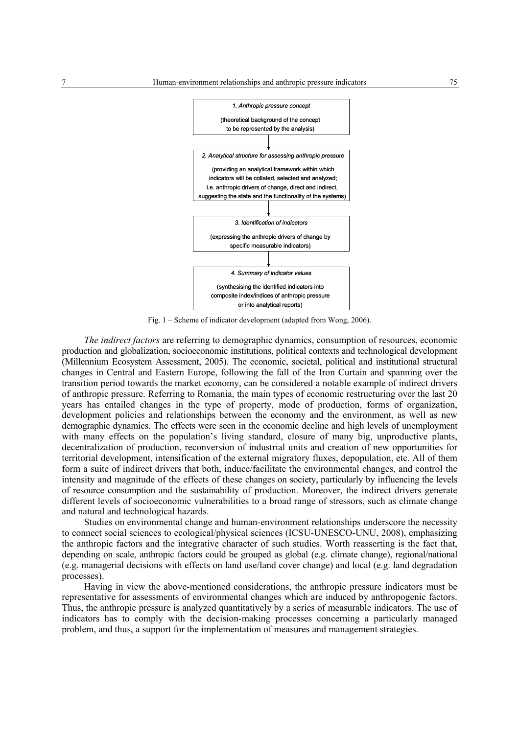*1. Anthropic pressure concept*

(theoretical background of the concept to be represented by the analysis)

↓

*2. Analytical structure for assessing anthropic pressure*

(providing an analytical framework within which indicators will be collated, selected and analyzed; i.e. anthropic drivers of change, direct and indirect, suggesting the state and the functionality of the systems)

↓

*3. Identification of indicators*

(expressing the anthropic drivers of change by specific measurable indicators)

↓

*4. Summary of indicator values*

(synthesising the identified indicators into composite index/indices of anthropic pressure or into analytical reports)

Fig. 1 – Scheme of indicator development (adapted from Wong, 2006).

*The indirect factors* are referring to demographic dynamics, consumption of resources, economic production and globalization, socioeconomic institutions, political contexts and technological development (Millennium Ecosystem Assessment, 2005). The economic, societal, political and institutional structural changes in Central and Eastern Europe, following the fall of the Iron Curtain and spanning over the transition period towards the market economy, can be considered a notable example of indirect drivers of anthropic pressure. Referring to Romania, the main types of economic restructuring over the last 20 years has entailed changes in the type of property, mode of production, forms of organization, development policies and relationships between the economy and the environment, as well as new demographic dynamics. The effects were seen in the economic decline and high levels of unemployment with many effects on the population's living standard, closure of many big, unproductive plants, decentralization of production, reconversion of industrial units and creation of new opportunities for territorial development, intensification of the external migratory fluxes, depopulation, etc. All of them form a suite of indirect drivers that both, induce/facilitate the environmental changes, and control the intensity and magnitude of the effects of these changes on society, particularly by influencing the levels of resource consumption and the sustainability of production. Moreover, the indirect drivers generate different levels of socioeconomic vulnerabilities to a broad range of stressors, such as climate change and natural and technological hazards.

Studies on environmental change and human-environment relationships underscore the necessity to connect social sciences to ecological/physical sciences (ICSU-UNESCO-UNU, 2008), emphasizing the anthropic factors and the integrative character of such studies. Worth reasserting is the fact that, depending on scale, anthropic factors could be grouped as global (e.g. climate change), regional/national (e.g. managerial decisions with effects on land use/land cover change) and local (e.g. land degradation processes).

Having in view the above-mentioned considerations, the anthropic pressure indicators must be representative for assessments of environmental changes which are induced by anthropogenic factors. Thus, the anthropic pressure is analyzed quantitatively by a series of measurable indicators. The use of indicators has to comply with the decision-making processes concerning a particularly managed problem, and thus, a support for the implementation of measures and management strategies.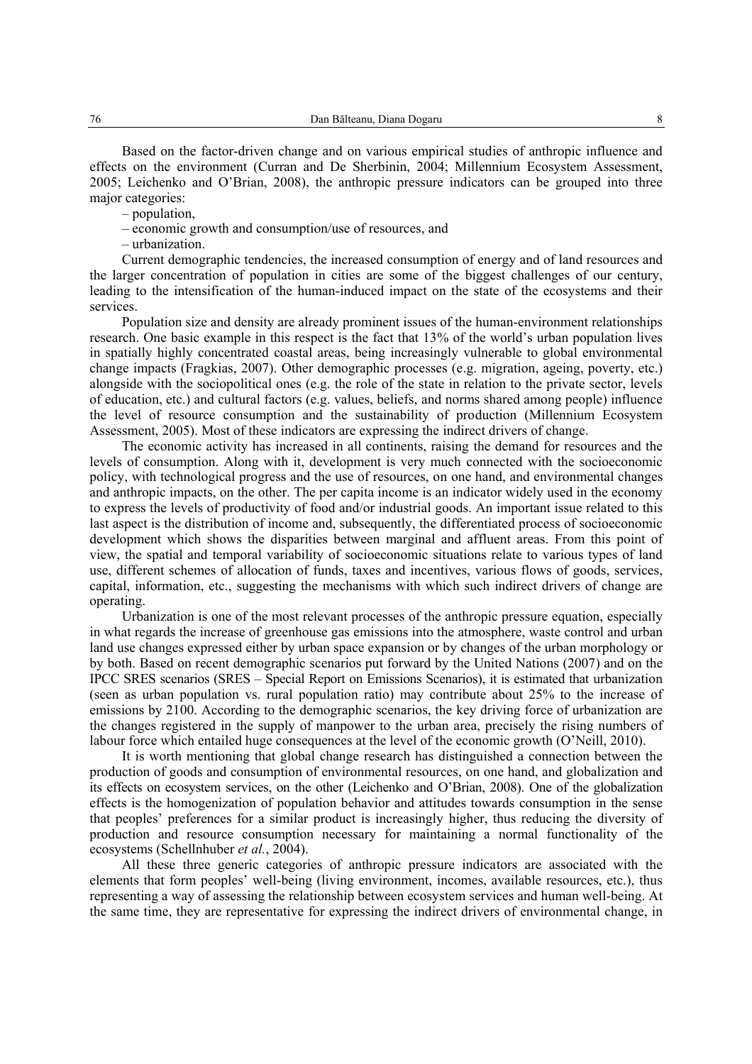Based on the factor-driven change and on various empirical studies of anthropic influence and effects on the environment (Curran and De Sherbinin, 2004; Millennium Ecosystem Assessment, 2005; Leichenko and O'Brian, 2008), the anthropic pressure indicators can be grouped into three major categories:

– population,

– economic growth and consumption/use of resources, and

– urbanization.

Current demographic tendencies, the increased consumption of energy and of land resources and the larger concentration of population in cities are some of the biggest challenges of our century, leading to the intensification of the human-induced impact on the state of the ecosystems and their services.

Population size and density are already prominent issues of the human-environment relationships research. One basic example in this respect is the fact that 13% of the world's urban population lives in spatially highly concentrated coastal areas, being increasingly vulnerable to global environmental change impacts (Fragkias, 2007). Other demographic processes (e.g. migration, ageing, poverty, etc.) alongside with the sociopolitical ones (e.g. the role of the state in relation to the private sector, levels of education, etc.) and cultural factors (e.g. values, beliefs, and norms shared among people) influence the level of resource consumption and the sustainability of production (Millennium Ecosystem Assessment, 2005). Most of these indicators are expressing the indirect drivers of change.

The economic activity has increased in all continents, raising the demand for resources and the levels of consumption. Along with it, development is very much connected with the socioeconomic policy, with technological progress and the use of resources, on one hand, and environmental changes and anthropic impacts, on the other. The per capita income is an indicator widely used in the economy to express the levels of productivity of food and/or industrial goods. An important issue related to this last aspect is the distribution of income and, subsequently, the differentiated process of socioeconomic development which shows the disparities between marginal and affluent areas. From this point of view, the spatial and temporal variability of socioeconomic situations relate to various types of land use, different schemes of allocation of funds, taxes and incentives, various flows of goods, services, capital, information, etc., suggesting the mechanisms with which such indirect drivers of change are operating.

Urbanization is one of the most relevant processes of the anthropic pressure equation, especially in what regards the increase of greenhouse gas emissions into the atmosphere, waste control and urban land use changes expressed either by urban space expansion or by changes of the urban morphology or by both. Based on recent demographic scenarios put forward by the United Nations (2007) and on the IPCC SRES scenarios (SRES – Special Report on Emissions Scenarios), it is estimated that urbanization (seen as urban population vs. rural population ratio) may contribute about 25% to the increase of emissions by 2100. According to the demographic scenarios, the key driving force of urbanization are the changes registered in the supply of manpower to the urban area, precisely the rising numbers of labour force which entailed huge consequences at the level of the economic growth (O'Neill, 2010).

It is worth mentioning that global change research has distinguished a connection between the production of goods and consumption of environmental resources, on one hand, and globalization and its effects on ecosystem services, on the other (Leichenko and O'Brian, 2008). One of the globalization effects is the homogenization of population behavior and attitudes towards consumption in the sense that peoples' preferences for a similar product is increasingly higher, thus reducing the diversity of production and resource consumption necessary for maintaining a normal functionality of the ecosystems (Schellnhuber *et al.*, 2004).

All these three generic categories of anthropic pressure indicators are associated with the elements that form peoples' well-being (living environment, incomes, available resources, etc.), thus representing a way of assessing the relationship between ecosystem services and human well-being. At the same time, they are representative for expressing the indirect drivers of environmental change, in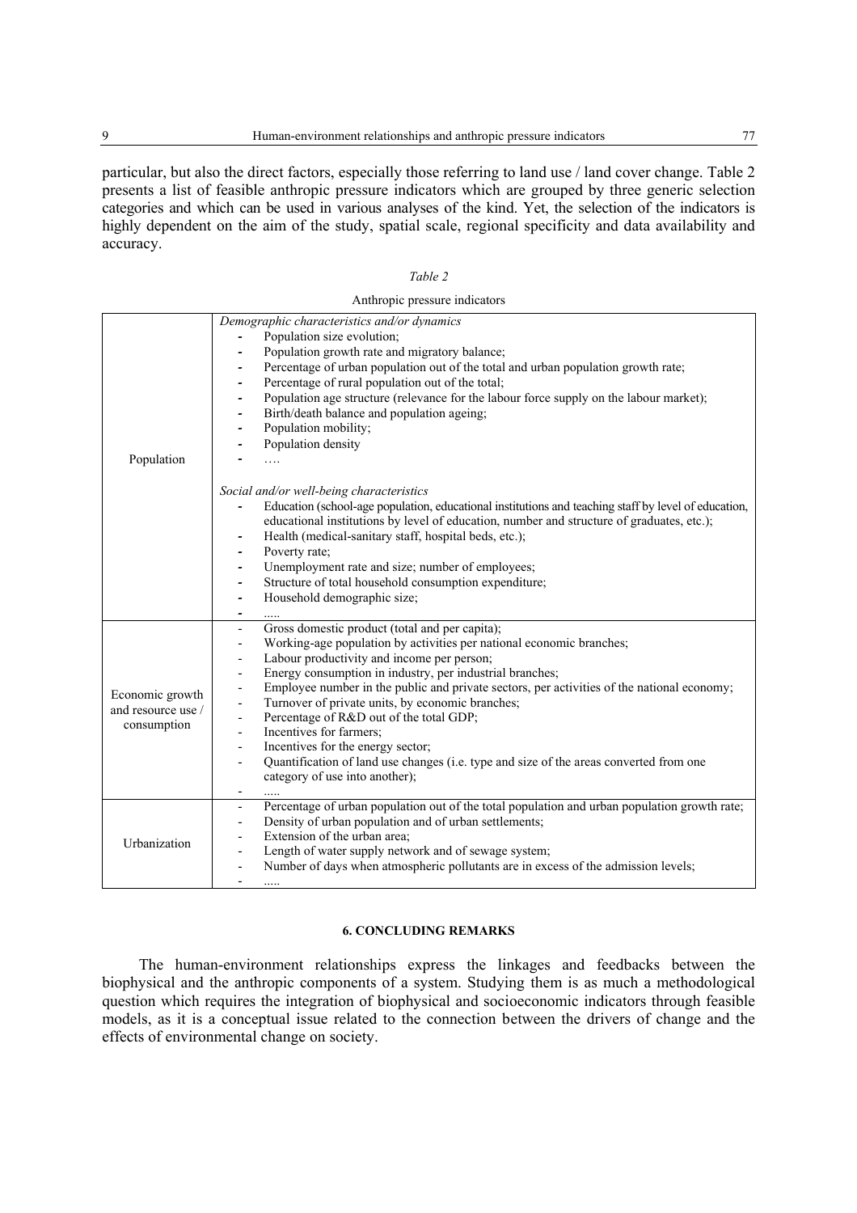particular, but also the direct factors, especially those referring to land use / land cover change. Table 2 presents a list of feasible anthropic pressure indicators which are grouped by three generic selection categories and which can be used in various analyses of the kind. Yet, the selection of the indicators is highly dependent on the aim of the study, spatial scale, regional specificity and data availability and accuracy.

*Table 2*

Anthropic pressure indicators

| | |
|---|---|
| Population | *Demographic characteristics and/or dynamics*<br>- Population size evolution;<br>- Population growth rate and migratory balance;<br>- Percentage of urban population out of the total and urban population growth rate;<br>- Percentage of rural population out of the total;<br>- Population age structure (relevance for the labour force supply on the labour market);<br>- Birth/death balance and population ageing;<br>- Population mobility;<br>- Population density<br>- ….<br><br>*Social and/or well-being characteristics*<br>- Education (school-age population, educational institutions and teaching staff by level of education, educational institutions by level of education, number and structure of graduates, etc.);<br>- Health (medical-sanitary staff, hospital beds, etc.);<br>- Poverty rate;<br>- Unemployment rate and size; number of employees;<br>- Structure of total household consumption expenditure;<br>- Household demographic size;<br>- ….. |
| Economic growth and resource use / consumption | - Gross domestic product (total and per capita);<br>- Working-age population by activities per national economic branches;<br>- Labour productivity and income per person;<br>- Energy consumption in industry, per industrial branches;<br>- Employee number in the public and private sectors, per activities of the national economy;<br>- Turnover of private units, by economic branches;<br>- Percentage of R&D out of the total GDP;<br>- Incentives for farmers;<br>- Incentives for the energy sector;<br>- Quantification of land use changes (i.e. type and size of the areas converted from one category of use into another);<br>- ….. |
| Urbanization | - Percentage of urban population out of the total population and urban population growth rate;<br>- Density of urban population and of urban settlements;<br>- Extension of the urban area;<br>- Length of water supply network and of sewage system;<br>- Number of days when atmospheric pollutants are in excess of the admission levels;<br>- ….. |

## 6. CONCLUDING REMARKS

The human-environment relationships express the linkages and feedbacks between the biophysical and the anthropic components of a system. Studying them is as much a methodological question which requires the integration of biophysical and socioeconomic indicators through feasible models, as it is a conceptual issue related to the connection between the drivers of change and the effects of environmental change on society.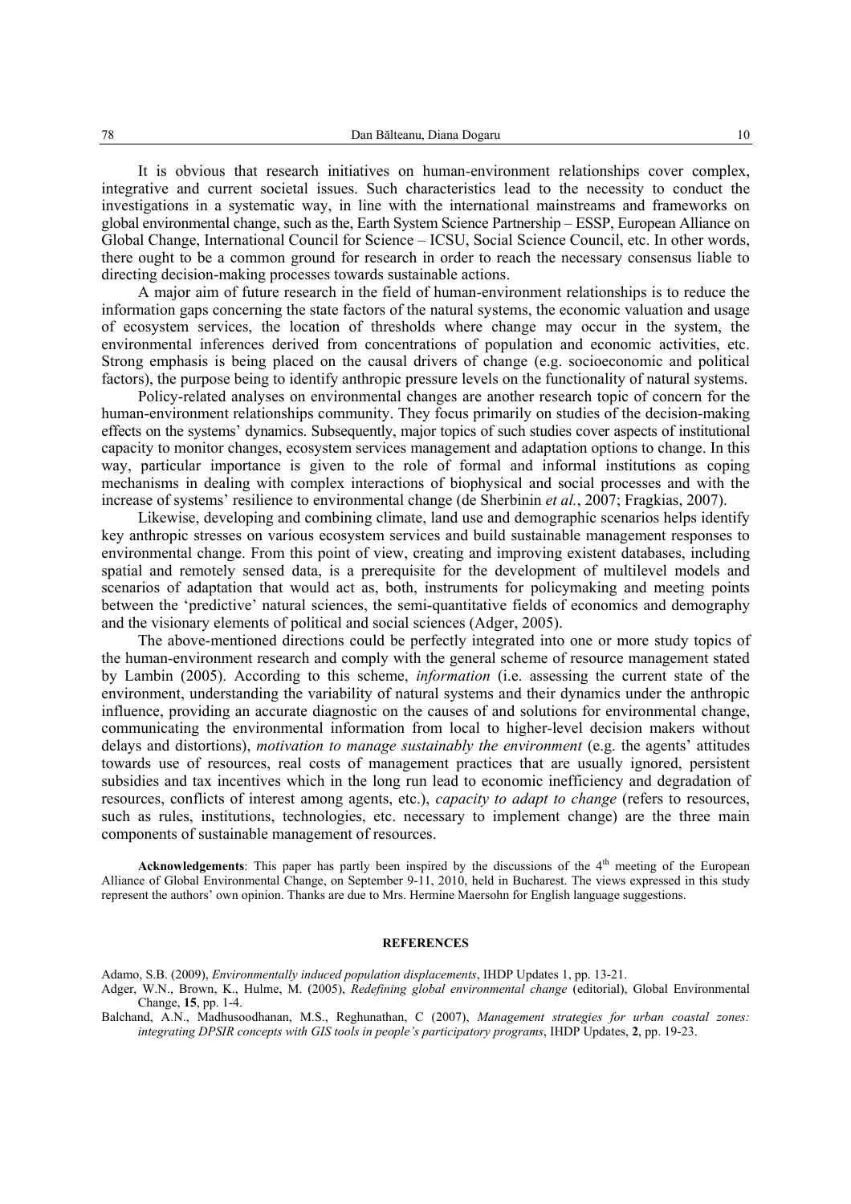It is obvious that research initiatives on human-environment relationships cover complex, integrative and current societal issues. Such characteristics lead to the necessity to conduct the investigations in a systematic way, in line with the international mainstreams and frameworks on global environmental change, such as the, Earth System Science Partnership – ESSP, European Alliance on Global Change, International Council for Science – ICSU, Social Science Council, etc. In other words, there ought to be a common ground for research in order to reach the necessary consensus liable to directing decision-making processes towards sustainable actions.

A major aim of future research in the field of human-environment relationships is to reduce the information gaps concerning the state factors of the natural systems, the economic valuation and usage of ecosystem services, the location of thresholds where change may occur in the system, the environmental inferences derived from concentrations of population and economic activities, etc. Strong emphasis is being placed on the causal drivers of change (e.g. socioeconomic and political factors), the purpose being to identify anthropic pressure levels on the functionality of natural systems.

Policy-related analyses on environmental changes are another research topic of concern for the human-environment relationships community. They focus primarily on studies of the decision-making effects on the systems' dynamics. Subsequently, major topics of such studies cover aspects of institutional capacity to monitor changes, ecosystem services management and adaptation options to change. In this way, particular importance is given to the role of formal and informal institutions as coping mechanisms in dealing with complex interactions of biophysical and social processes and with the increase of systems' resilience to environmental change (de Sherbinin *et al.*, 2007; Fragkias, 2007).

Likewise, developing and combining climate, land use and demographic scenarios helps identify key anthropic stresses on various ecosystem services and build sustainable management responses to environmental change. From this point of view, creating and improving existent databases, including spatial and remotely sensed data, is a prerequisite for the development of multilevel models and scenarios of adaptation that would act as, both, instruments for policymaking and meeting points between the 'predictive' natural sciences, the semi-quantitative fields of economics and demography and the visionary elements of political and social sciences (Adger, 2005).

The above-mentioned directions could be perfectly integrated into one or more study topics of the human-environment research and comply with the general scheme of resource management stated by Lambin (2005). According to this scheme, *information* (i.e. assessing the current state of the environment, understanding the variability of natural systems and their dynamics under the anthropic influence, providing an accurate diagnostic on the causes of and solutions for environmental change, communicating the environmental information from local to higher-level decision makers without delays and distortions), *motivation to manage sustainably the environment* (e.g. the agents' attitudes towards use of resources, real costs of management practices that are usually ignored, persistent subsidies and tax incentives which in the long run lead to economic inefficiency and degradation of resources, conflicts of interest among agents, etc.), *capacity to adapt to change* (refers to resources, such as rules, institutions, technologies, etc. necessary to implement change) are the three main components of sustainable management of resources.

**Acknowledgements**: This paper has partly been inspired by the discussions of the 4th meeting of the European Alliance of Global Environmental Change, on September 9-11, 2010, held in Bucharest. The views expressed in this study represent the authors' own opinion. Thanks are due to Mrs. Hermine Maersohn for English language suggestions.

## REFERENCES

Adamo, S.B. (2009), *Environmentally induced population displacements*, IHDP Updates 1, pp. 13-21.

Adger, W.N., Brown, K., Hulme, M. (2005), *Redefining global environmental change* (editorial), Global Environmental Change, **15**, pp. 1-4.

Balchand, A.N., Madhusoodhanan, M.S., Reghunathan, C (2007), *Management strategies for urban coastal zones: integrating DPSIR concepts with GIS tools in people's participatory programs*, IHDP Updates, **2**, pp. 19-23.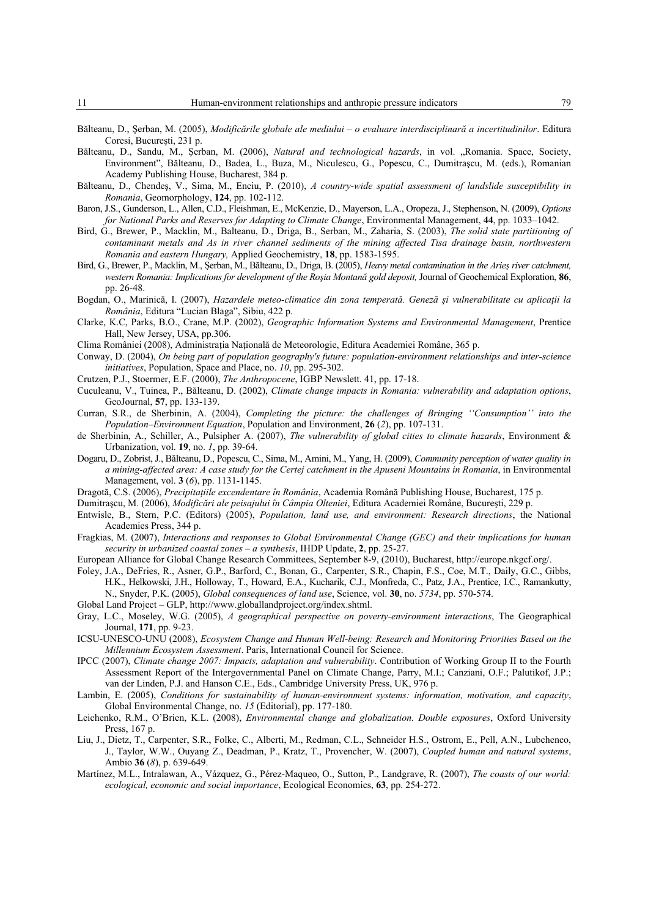Bălteanu, D., Şerban, M. (2005), *Modificările globale ale mediului – o evaluare interdisciplinară a incertitudinilor*. Editura Coresi, Bucureşti, 231 p.

Bălteanu, D., Sandu, M., Şerban, M. (2006), *Natural and technological hazards*, in vol. „Romania. Space, Society, Environment", Bălteanu, D., Badea, L., Buza, M., Niculescu, G., Popescu, C., Dumitraşcu, M. (eds.), Romanian Academy Publishing House, Bucharest, 384 p.

Bălteanu, D., Chendeş, V., Sima, M., Enciu, P. (2010), *A country-wide spatial assessment of landslide susceptibility in Romania*, Geomorphology, **124**, pp. 102-112.

Baron, J.S., Gunderson, L., Allen, C.D., Fleishman, E., McKenzie, D., Mayerson, L.A., Oropeza, J., Stephenson, N. (2009), *Options for National Parks and Reserves for Adapting to Climate Change*, Environmental Management, **44**, pp. 1033–1042.

Bird, G., Brewer, P., Macklin, M., Balteanu, D., Driga, B., Serban, M., Zaharia, S. (2003), *The solid state partitioning of contaminant metals and As in river channel sediments of the mining affected Tisa drainage basin, northwestern Romania and eastern Hungary,* Applied Geochemistry, **18**, pp. 1583-1595.

Bird, G., Brewer, P., Macklin, M., Şerban, M., Bălteanu, D., Driga, B. (2005), *Heavy metal contamination in the Arieş river catchment, western Romania: Implications for development of the Roşia Montană gold deposit,* Journal of Geochemical Exploration, **86**, pp. 26-48.

Bogdan, O., Marinică, I. (2007), *Hazardele meteo-climatice din zona temperată. Geneză şi vulnerabilitate cu aplicaţii la România*, Editura "Lucian Blaga", Sibiu, 422 p.

Clarke, K.C, Parks, B.O., Crane, M.P. (2002), *Geographic Information Systems and Environmental Management*, Prentice Hall, New Jersey, USA, pp.306.

Clima României (2008), Administraţia Naţională de Meteorologie, Editura Academiei Române, 365 p.

Conway, D. (2004), *On being part of population geography's future: population-environment relationships and inter-science initiatives*, Population, Space and Place, no. *10*, pp. 295-302.

Crutzen, P.J., Stoermer, E.F. (2000), *The Anthropocene*, IGBP Newslett. 41, pp. 17-18.

Cuculeanu, V., Tuinea, P., Bălteanu, D. (2002), *Climate change impacts in Romania: vulnerability and adaptation options*, GeoJournal, **57**, pp. 133-139.

Curran, S.R., de Sherbinin, A. (2004), *Completing the picture: the challenges of Bringing ''Consumption'' into the Population–Environment Equation*, Population and Environment, **26** (*2*), pp. 107-131.

de Sherbinin, A., Schiller, A., Pulsipher A. (2007), *The vulnerability of global cities to climate hazards*, Environment & Urbanization, vol. **19**, no. *1*, pp. 39-64.

Dogaru, D., Zobrist, J., Bălteanu, D., Popescu, C., Sima, M., Amini, M., Yang, H. (2009), *Community perception of water quality in a mining-affected area: A case study for the Certej catchment in the Apuseni Mountains in Romania*, in Environmental Management, vol. **3** (*6*), pp. 1131-1145.

Dragotă, C.S. (2006), *Precipitaţiile excendentare în România*, Academia Română Publishing House, Bucharest, 175 p.

Dumitraşcu, M. (2006), *Modificări ale peisajului în Câmpia Olteniei*, Editura Academiei Române, Bucureşti, 229 p.

Entwisle, B., Stern, P.C. (Editors) (2005), *Population, land use, and environment: Research directions*, the National Academies Press, 344 p.

Fragkias, M. (2007), *Interactions and responses to Global Environmental Change (GEC) and their implications for human security in urbanized coastal zones – a synthesis*, IHDP Update, **2**, pp. 25-27.

European Alliance for Global Change Research Committees, September 8-9, (2010), Bucharest, http://europe.nkgcf.org/.

Foley, J.A., DeFries, R., Asner, G.P., Barford, C., Bonan, G., Carpenter, S.R., Chapin, F.S., Coe, M.T., Daily, G.C., Gibbs, H.K., Helkowski, J.H., Holloway, T., Howard, E.A., Kucharik, C.J., Monfreda, C., Patz, J.A., Prentice, I.C., Ramankutty, N., Snyder, P.K. (2005), *Global consequences of land use*, Science, vol. **30**, no. *5734*, pp. 570-574.

Global Land Project – GLP, http://www.globallandproject.org/index.shtml.

Gray, L.C., Moseley, W.G. (2005), *A geographical perspective on poverty-environment interactions*, The Geographical Journal, **171**, pp. 9-23.

ICSU-UNESCO-UNU (2008), *Ecosystem Change and Human Well-being: Research and Monitoring Priorities Based on the Millennium Ecosystem Assessment*. Paris, International Council for Science.

IPCC (2007), *Climate change 2007: Impacts, adaptation and vulnerability*. Contribution of Working Group II to the Fourth Assessment Report of the Intergovernmental Panel on Climate Change, Parry, M.I.; Canziani, O.F.; Palutikof, J.P.; van der Linden, P.J. and Hanson C.E., Eds., Cambridge University Press, UK, 976 p.

Lambin, E. (2005), *Conditions for sustainability of human-environment systems: information, motivation, and capacity*, Global Environmental Change, no. *15* (Editorial), pp. 177-180.

Leichenko, R.M., O'Brien, K.L. (2008), *Environmental change and globalization. Double exposures*, Oxford University Press, 167 p.

Liu, J., Dietz, T., Carpenter, S.R., Folke, C., Alberti, M., Redman, C.L., Schneider H.S., Ostrom, E., Pell, A.N., Lubchenco, J., Taylor, W.W., Ouyang Z., Deadman, P., Kratz, T., Provencher, W. (2007), *Coupled human and natural systems*, Ambio **36** (*8*), p. 639-649.

Martínez, M.L., Intralawan, A., Vázquez, G., Pérez-Maqueo, O., Sutton, P., Landgrave, R. (2007), *The coasts of our world: ecological, economic and social importance*, Ecological Economics, **63**, pp. 254-272.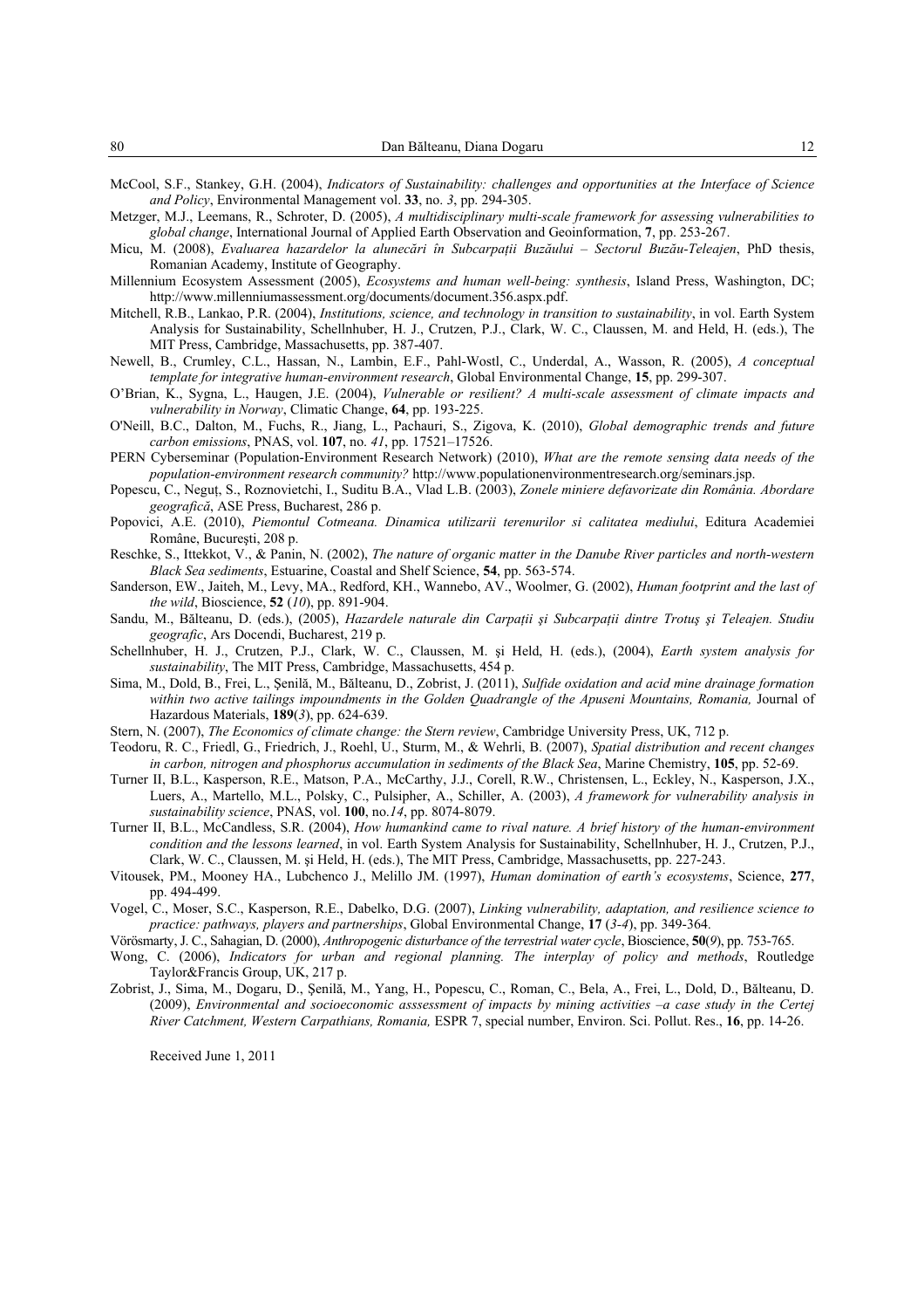McCool, S.F., Stankey, G.H. (2004), *Indicators of Sustainability: challenges and opportunities at the Interface of Science and Policy*, Environmental Management vol. **33**, no. *3*, pp. 294-305.

Metzger, M.J., Leemans, R., Schroter, D. (2005), *A multidisciplinary multi-scale framework for assessing vulnerabilities to global change*, International Journal of Applied Earth Observation and Geoinformation, **7**, pp. 253-267.

Micu, M. (2008), *Evaluarea hazardelor la alunecări în Subcarpații Buzăului – Sectorul Buzău-Teleajen*, PhD thesis, Romanian Academy, Institute of Geography.

Millennium Ecosystem Assessment (2005), *Ecosystems and human well-being: synthesis*, Island Press, Washington, DC; http://www.millenniumassessment.org/documents/document.356.aspx.pdf.

Mitchell, R.B., Lankao, P.R. (2004), *Institutions, science, and technology in transition to sustainability*, in vol. Earth System Analysis for Sustainability, Schellnhuber, H. J., Crutzen, P.J., Clark, W. C., Claussen, M. and Held, H. (eds.), The MIT Press, Cambridge, Massachusetts, pp. 387-407.

Newell, B., Crumley, C.L., Hassan, N., Lambin, E.F., Pahl-Wostl, C., Underdal, A., Wasson, R. (2005), *A conceptual template for integrative human-environment research*, Global Environmental Change, **15**, pp. 299-307.

O'Brian, K., Sygna, L., Haugen, J.E. (2004), *Vulnerable or resilient? A multi-scale assessment of climate impacts and vulnerability in Norway*, Climatic Change, **64**, pp. 193-225.

O'Neill, B.C., Dalton, M., Fuchs, R., Jiang, L., Pachauri, S., Zigova, K. (2010), *Global demographic trends and future carbon emissions*, PNAS, vol. **107**, no. *41*, pp. 17521–17526.

PERN Cyberseminar (Population-Environment Research Network) (2010), *What are the remote sensing data needs of the population-environment research community?* http://www.populationenvironmentresearch.org/seminars.jsp.

Popescu, C., Neguț, S., Roznovietchi, I., Suditu B.A., Vlad L.B. (2003), *Zonele miniere defavorizate din România. Abordare geografică*, ASE Press, Bucharest, 286 p.

Popovici, A.E. (2010), *Piemontul Cotmeana. Dinamica utilizarii terenurilor si calitatea mediului*, Editura Academiei Române, București, 208 p.

Reschke, S., Ittekkot, V., & Panin, N. (2002), *The nature of organic matter in the Danube River particles and north-western Black Sea sediments*, Estuarine, Coastal and Shelf Science, **54**, pp. 563-574.

Sanderson, EW., Jaiteh, M., Levy, MA., Redford, KH., Wannebo, AV., Woolmer, G. (2002), *Human footprint and the last of the wild*, Bioscience, **52** (*10*), pp. 891-904.

Sandu, M., Bălteanu, D. (eds.), (2005), *Hazardele naturale din Carpații și Subcarpații dintre Trotuș și Teleajen. Studiu geografic*, Ars Docendi, Bucharest, 219 p.

Schellnhuber, H. J., Crutzen, P.J., Clark, W. C., Claussen, M. și Held, H. (eds.), (2004), *Earth system analysis for sustainability*, The MIT Press, Cambridge, Massachusetts, 454 p.

Sima, M., Dold, B., Frei, L., Șenilă, M., Bălteanu, D., Zobrist, J. (2011), *Sulfide oxidation and acid mine drainage formation within two active tailings impoundments in the Golden Quadrangle of the Apuseni Mountains, Romania,* Journal of Hazardous Materials, **189**(*3*), pp. 624-639.

Stern, N. (2007), *The Economics of climate change: the Stern review*, Cambridge University Press, UK, 712 p.

Teodoru, R. C., Friedl, G., Friedrich, J., Roehl, U., Sturm, M., & Wehrli, B. (2007), *Spatial distribution and recent changes in carbon, nitrogen and phosphorus accumulation in sediments of the Black Sea*, Marine Chemistry, **105**, pp. 52-69.

Turner II, B.L., Kasperson, R.E., Matson, P.A., McCarthy, J.J., Corell, R.W., Christensen, L., Eckley, N., Kasperson, J.X., Luers, A., Martello, M.L., Polsky, C., Pulsipher, A., Schiller, A. (2003), *A framework for vulnerability analysis in sustainability science*, PNAS, vol. **100**, no.*14*, pp. 8074-8079.

Turner II, B.L., McCandless, S.R. (2004), *How humankind came to rival nature. A brief history of the human-environment condition and the lessons learned*, in vol. Earth System Analysis for Sustainability, Schellnhuber, H. J., Crutzen, P.J., Clark, W. C., Claussen, M. și Held, H. (eds.), The MIT Press, Cambridge, Massachusetts, pp. 227-243.

Vitousek, PM., Mooney HA., Lubchenco J., Melillo JM. (1997), *Human domination of earth's ecosystems*, Science, **277**, pp. 494-499.

Vogel, C., Moser, S.C., Kasperson, R.E., Dabelko, D.G. (2007), *Linking vulnerability, adaptation, and resilience science to practice: pathways, players and partnerships*, Global Environmental Change, **17** (*3-4*), pp. 349-364.

Vörösmarty, J. C., Sahagian, D. (2000), *Anthropogenic disturbance of the terrestrial water cycle*, Bioscience, **50**(*9*), pp. 753-765.

Wong, C. (2006), *Indicators for urban and regional planning. The interplay of policy and methods*, Routledge Taylor&Francis Group, UK, 217 p.

Zobrist, J., Sima, M., Dogaru, D., Șenilă, M., Yang, H., Popescu, C., Roman, C., Bela, A., Frei, L., Dold, D., Bălteanu, D. (2009), *Environmental and socioeconomic asssessment of impacts by mining activities –a case study in the Certej River Catchment, Western Carpathians, Romania,* ESPR 7, special number, Environ. Sci. Pollut. Res., **16**, pp. 14-26.

Received June 1, 2011